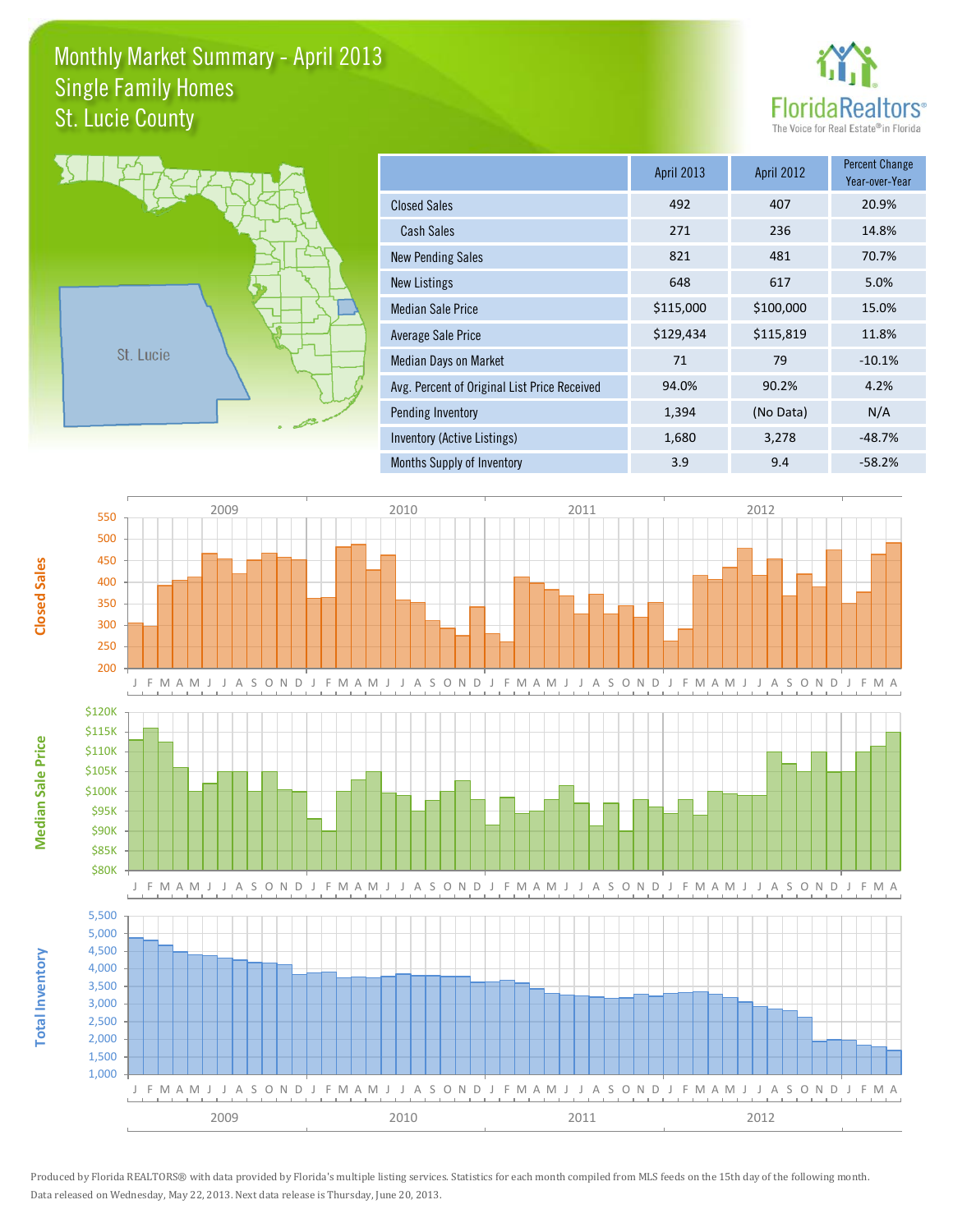# Monthly Market Summary - April 2013
## Single Family Homes
## St. Lucie County

FloridaRealtors® The Voice for Real Estate® in Florida

| | April 2013 | April 2012 | Percent Change Year-over-Year |
|---|---|---|---|
| Closed Sales | 492 | 407 | 20.9% |
| Cash Sales | 271 | 236 | 14.8% |
| New Pending Sales | 821 | 481 | 70.7% |
| New Listings | 648 | 617 | 5.0% |
| Median Sale Price | $115,000 | $100,000 | 15.0% |
| Average Sale Price | $129,434 | $115,819 | 11.8% |
| Median Days on Market | 71 | 79 | -10.1% |
| Avg. Percent of Original List Price Received | 94.0% | 90.2% | 4.2% |
| Pending Inventory | 1,394 | (No Data) | N/A |
| Inventory (Active Listings) | 1,680 | 3,278 | -48.7% |
| Months Supply of Inventory | 3.9 | 9.4 | -58.2% |

Produced by Florida REALTORS® with data provided by Florida's multiple listing services. Statistics for each month compiled from MLS feeds on the 15th day of the following month.
Data released on Wednesday, May 22, 2013. Next data release is Thursday, June 20, 2013.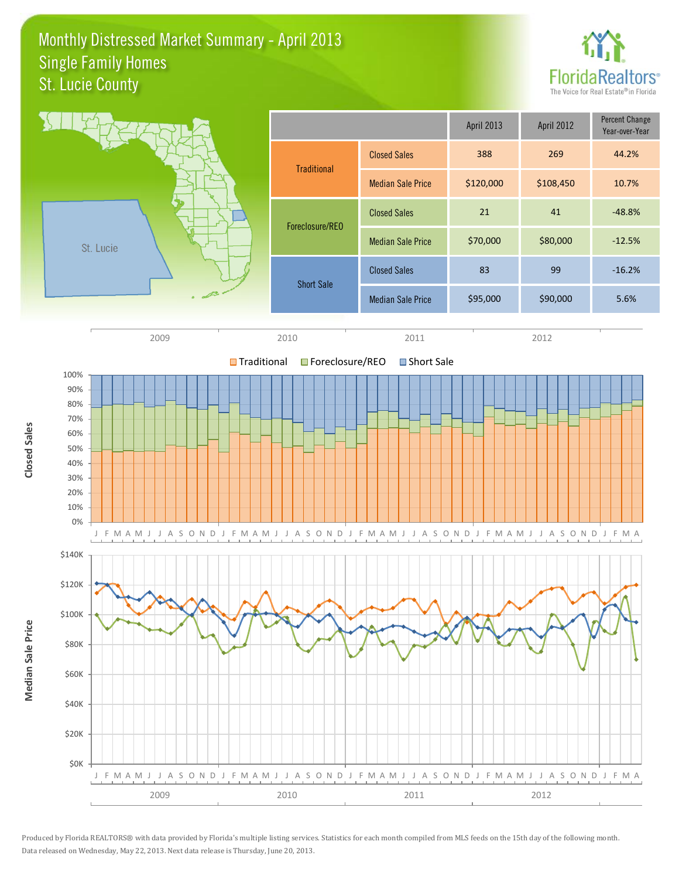# Monthly Distressed Market Summary - April 2013
## Single Family Homes
## St. Lucie County

FloridaRealtors®
The Voice for Real Estate® in Florida

St. Lucie

| | | April 2013 | April 2012 | Percent Change Year-over-Year |
|---|---|---|---|---|
| Traditional | Closed Sales | 388 | 269 | 44.2% |
| | Median Sale Price | $120,000 | $108,450 | 10.7% |
| Foreclosure/REO | Closed Sales | 21 | 41 | -48.8% |
| | Median Sale Price | $70,000 | $80,000 | -12.5% |
| Short Sale | Closed Sales | 83 | 99 | -16.2% |
| | Median Sale Price | $95,000 | $90,000 | 5.6% |

2009 2010 2011 2012

Traditional Foreclosure/REO Short Sale

Closed Sales

100% 90% 80% 70% 60% 50% 40% 30% 20% 10% 0%

J F M A M J J A S O N D J F M A M J J A S O N D J F M A M J J A S O N D J F M A M J J A S O N D J F M A

Median Sale Price

$140K $120K $100K $80K $60K $40K $20K $0K

J F M A M J J A S O N D J F M A M J J A S O N D J F M A M J J A S O N D J F M A M J J A S O N D J F M A

2009 2010 2011 2012

Produced by Florida REALTORS® with data provided by Florida's multiple listing services. Statistics for each month compiled from MLS feeds on the 15th day of the following month.
Data released on Wednesday, May 22, 2013. Next data release is Thursday, June 20, 2013.